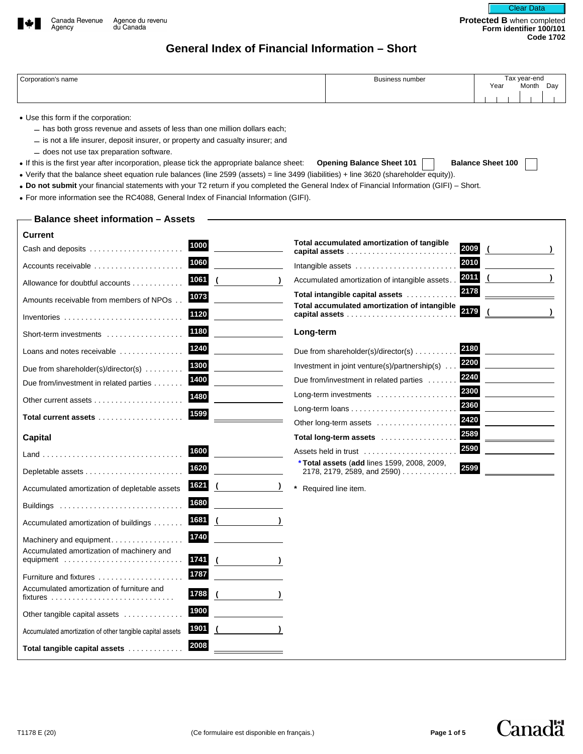Canada Revenue Agency | Agence du revenu du Canada

**Protected B** when completed
**Form identifier 100/101**
**Code 1702**

# General Index of Financial Information – Short

| Corporation's name | Business number | Tax year-end Year Month Day |
|---|---|---|
| | | |

- Use this form if the corporation:
  - has both gross revenue and assets of less than one million dollars each;
  - is not a life insurer, deposit insurer, or property and casualty insurer; and
  - does not use tax preparation software.
- If this is the first year after incorporation, please tick the appropriate balance sheet: **Opening Balance Sheet 101** ☐ **Balance Sheet 100** ☐
- Verify that the balance sheet equation rule balances (line 2599 (assets) = line 3499 (liabilities) + line 3620 (shareholder equity)).
- **Do not submit** your financial statements with your T2 return if you completed the General Index of Financial Information (GIFI) – Short.
- For more information see the RC4088, General Index of Financial Information (GIFI).

## Balance sheet information – Assets

### Current

| Item | Line | Amount |
|---|---|---|
| Cash and deposits | 1000 | |
| Accounts receivable | 1060 | |
| Allowance for doubtful accounts | 1061 | ( ) |
| Amounts receivable from members of NPOs | 1073 | |
| Inventories | 1120 | |
| Short-term investments | 1180 | |
| Loans and notes receivable | 1240 | |
| Due from shareholder(s)/director(s) | 1300 | |
| Due from/investment in related parties | 1400 | |
| Other current assets | 1480 | |
| **Total current assets** | 1599 | |

### Capital

| Item | Line | Amount |
|---|---|---|
| Land | 1600 | |
| Depletable assets | 1620 | |
| Accumulated amortization of depletable assets | 1621 | ( ) |
| Buildings | 1680 | |
| Accumulated amortization of buildings | 1681 | ( ) |
| Machinery and equipment | 1740 | |
| Accumulated amortization of machinery and equipment | 1741 | ( ) |
| Furniture and fixtures | 1787 | |
| Accumulated amortization of furniture and fixtures | 1788 | ( ) |
| Other tangible capital assets | 1900 | |
| Accumulated amortization of other tangible capital assets | 1901 | ( ) |
| **Total tangible capital assets** | 2008 | |
| **Total accumulated amortization of tangible capital assets** | 2009 | ( ) |
| Intangible assets | 2010 | |
| Accumulated amortization of intangible assets | 2011 | ( ) |
| **Total intangible capital assets** | 2178 | |
| **Total accumulated amortization of intangible capital assets** | 2179 | ( ) |

### Long-term

| Item | Line | Amount |
|---|---|---|
| Due from shareholder(s)/director(s) | 2180 | |
| Investment in joint venture(s)/partnership(s) | 2200 | |
| Due from/investment in related parties | 2240 | |
| Long-term investments | 2300 | |
| Long-term loans | 2360 | |
| Other long-term assets | 2420 | |
| **Total long-term assets** | 2589 | |
| Assets held in trust | 2590 | |
| * **Total assets** (**add** lines 1599, 2008, 2009, 2178, 2179, 2589, and 2590) | 2599 | |

\* Required line item.

T1178 E (20) (Ce formulaire est disponible en français.)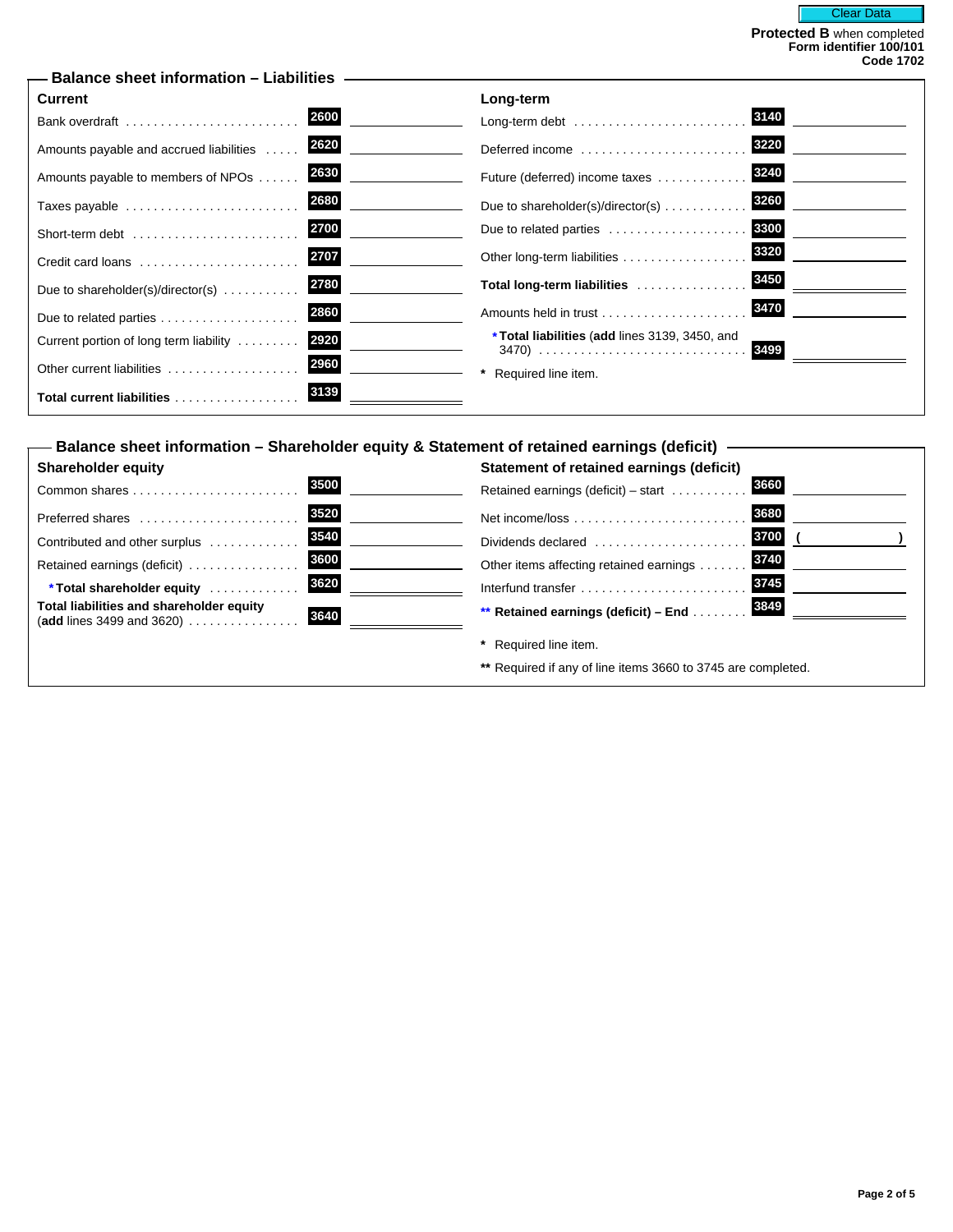Clear Data

**Protected B** when completed
**Form identifier 100/101**
**Code 1702**

## Balance sheet information – Liabilities

### Current

| Item | Line | Amount |
|---|---|---|
| Bank overdraft | 2600 | |
| Amounts payable and accrued liabilities | 2620 | |
| Amounts payable to members of NPOs | 2630 | |
| Taxes payable | 2680 | |
| Short-term debt | 2700 | |
| Credit card loans | 2707 | |
| Due to shareholder(s)/director(s) | 2780 | |
| Due to related parties | 2860 | |
| Current portion of long term liability | 2920 | |
| Other current liabilities | 2960 | |
| **Total current liabilities** | 3139 | |

### Long-term

| Item | Line | Amount |
|---|---|---|
| Long-term debt | 3140 | |
| Deferred income | 3220 | |
| Future (deferred) income taxes | 3240 | |
| Due to shareholder(s)/director(s) | 3260 | |
| Due to related parties | 3300 | |
| Other long-term liabilities | 3320 | |
| **Total long-term liabilities** | 3450 | |
| Amounts held in trust | 3470 | |
| * **Total liabilities** (**add** lines 3139, 3450, and 3470) | 3499 | |

\* Required line item.

## Balance sheet information – Shareholder equity & Statement of retained earnings (deficit)

### Shareholder equity

| Item | Line | Amount |
|---|---|---|
| Common shares | 3500 | |
| Preferred shares | 3520 | |
| Contributed and other surplus | 3540 | |
| Retained earnings (deficit) | 3600 | |
| * **Total shareholder equity** | 3620 | |
| **Total liabilities and shareholder equity** (**add** lines 3499 and 3620) | 3640 | |

### Statement of retained earnings (deficit)

| Item | Line | Amount |
|---|---|---|
| Retained earnings (deficit) – start | 3660 | |
| Net income/loss | 3680 | |
| Dividends declared | 3700 | ( ) |
| Other items affecting retained earnings | 3740 | |
| Interfund transfer | 3745 | |
| ** **Retained earnings (deficit) – End** | 3849 | |

\* Required line item.

\*\* Required if any of line items 3660 to 3745 are completed.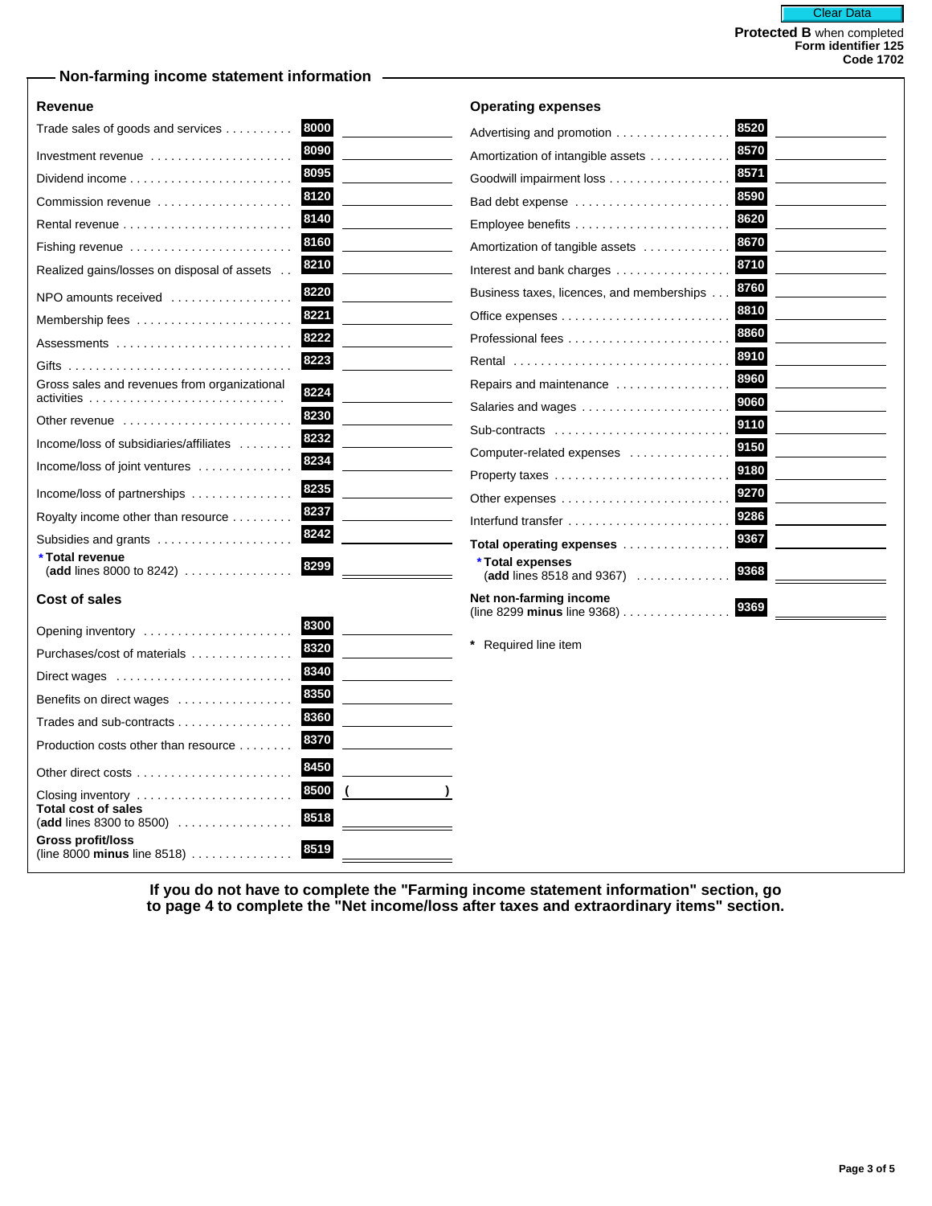Protected B when completed
Form identifier 125
Code 1702

## Non-farming income statement information

### Revenue

| Item | Line | Amount |
|---|---|---|
| Trade sales of goods and services | 8000 | |
| Investment revenue | 8090 | |
| Dividend income | 8095 | |
| Commission revenue | 8120 | |
| Rental revenue | 8140 | |
| Fishing revenue | 8160 | |
| Realized gains/losses on disposal of assets | 8210 | |
| NPO amounts received | 8220 | |
| Membership fees | 8221 | |
| Assessments | 8222 | |
| Gifts | 8223 | |
| Gross sales and revenues from organizational activities | 8224 | |
| Other revenue | 8230 | |
| Income/loss of subsidiaries/affiliates | 8232 | |
| Income/loss of joint ventures | 8234 | |
| Income/loss of partnerships | 8235 | |
| Royalty income other than resource | 8237 | |
| Subsidies and grants | 8242 | |
| * **Total revenue** (**add** lines 8000 to 8242) | 8299 | |

### Cost of sales

| Item | Line | Amount |
|---|---|---|
| Opening inventory | 8300 | |
| Purchases/cost of materials | 8320 | |
| Direct wages | 8340 | |
| Benefits on direct wages | 8350 | |
| Trades and sub-contracts | 8360 | |
| Production costs other than resource | 8370 | |
| Other direct costs | 8450 | |
| Closing inventory | 8500 | ( ) |
| **Total cost of sales** (**add** lines 8300 to 8500) | 8518 | |
| **Gross profit/loss** (line 8000 **minus** line 8518) | 8519 | |

### Operating expenses

| Item | Line | Amount |
|---|---|---|
| Advertising and promotion | 8520 | |
| Amortization of intangible assets | 8570 | |
| Goodwill impairment loss | 8571 | |
| Bad debt expense | 8590 | |
| Employee benefits | 8620 | |
| Amortization of tangible assets | 8670 | |
| Interest and bank charges | 8710 | |
| Business taxes, licences, and memberships | 8760 | |
| Office expenses | 8810 | |
| Professional fees | 8860 | |
| Rental | 8910 | |
| Repairs and maintenance | 8960 | |
| Salaries and wages | 9060 | |
| Sub-contracts | 9110 | |
| Computer-related expenses | 9150 | |
| Property taxes | 9180 | |
| Other expenses | 9270 | |
| Interfund transfer | 9286 | |
| **Total operating expenses** | 9367 | |
| * **Total expenses** (**add** lines 8518 and 9367) | 9368 | |
| **Net non-farming income** (line 8299 **minus** line 9368) | 9369 | |

* Required line item

**If you do not have to complete the "Farming income statement information" section, go to page 4 to complete the "Net income/loss after taxes and extraordinary items" section.**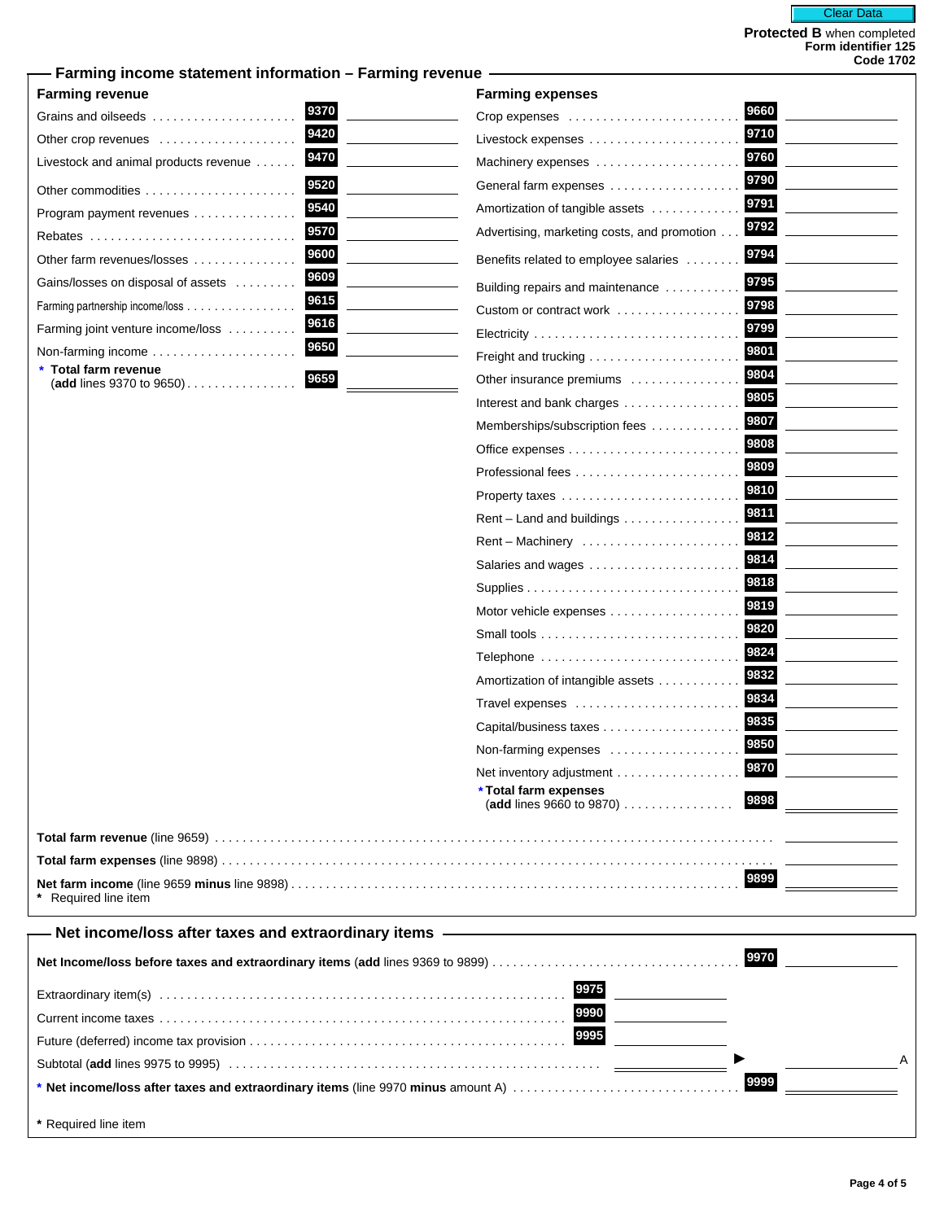Clear Data

**Protected B** when completed
**Form identifier 125**
**Code 1702**

## Farming income statement information – Farming revenue

### Farming revenue

| Item | Line | Amount |
|---|---|---|
| Grains and oilseeds | 9370 | |
| Other crop revenues | 9420 | |
| Livestock and animal products revenue | 9470 | |
| Other commodities | 9520 | |
| Program payment revenues | 9540 | |
| Rebates | 9570 | |
| Other farm revenues/losses | 9600 | |
| Gains/losses on disposal of assets | 9609 | |
| Farming partnership income/loss | 9615 | |
| Farming joint venture income/loss | 9616 | |
| Non-farming income | 9650 | |
| * **Total farm revenue** (**add** lines 9370 to 9650) | 9659 | |

### Farming expenses

| Item | Line | Amount |
|---|---|---|
| Crop expenses | 9660 | |
| Livestock expenses | 9710 | |
| Machinery expenses | 9760 | |
| General farm expenses | 9790 | |
| Amortization of tangible assets | 9791 | |
| Advertising, marketing costs, and promotion | 9792 | |
| Benefits related to employee salaries | 9794 | |
| Building repairs and maintenance | 9795 | |
| Custom or contract work | 9798 | |
| Electricity | 9799 | |
| Freight and trucking | 9801 | |
| Other insurance premiums | 9804 | |
| Interest and bank charges | 9805 | |
| Memberships/subscription fees | 9807 | |
| Office expenses | 9808 | |
| Professional fees | 9809 | |
| Property taxes | 9810 | |
| Rent – Land and buildings | 9811 | |
| Rent – Machinery | 9812 | |
| Salaries and wages | 9814 | |
| Supplies | 9818 | |
| Motor vehicle expenses | 9819 | |
| Small tools | 9820 | |
| Telephone | 9824 | |
| Amortization of intangible assets | 9832 | |
| Travel expenses | 9834 | |
| Capital/business taxes | 9835 | |
| Non-farming expenses | 9850 | |
| Net inventory adjustment | 9870 | |
| * **Total farm expenses** (**add** lines 9660 to 9870) | 9898 | |

| Item | Line | Amount |
|---|---|---|
| **Total farm revenue** (line 9659) | | |
| **Total farm expenses** (line 9898) | | |
| **Net farm income** (line 9659 **minus** line 9898) | 9899 | |

\* Required line item

## Net income/loss after taxes and extraordinary items

| Item | Line | Amount | Line | Amount |
|---|---|---|---|---|
| **Net Income/loss before taxes and extraordinary items** (**add** lines 9369 to 9899) | | | 9970 | |
| Extraordinary item(s) | 9975 | | | |
| Current income taxes | 9990 | | | |
| Future (deferred) income tax provision | 9995 | | | |
| Subtotal (**add** lines 9975 to 9995) | | | ▶ | A |
| * **Net income/loss after taxes and extraordinary items** (line 9970 **minus** amount A) | | | 9999 | |

\* Required line item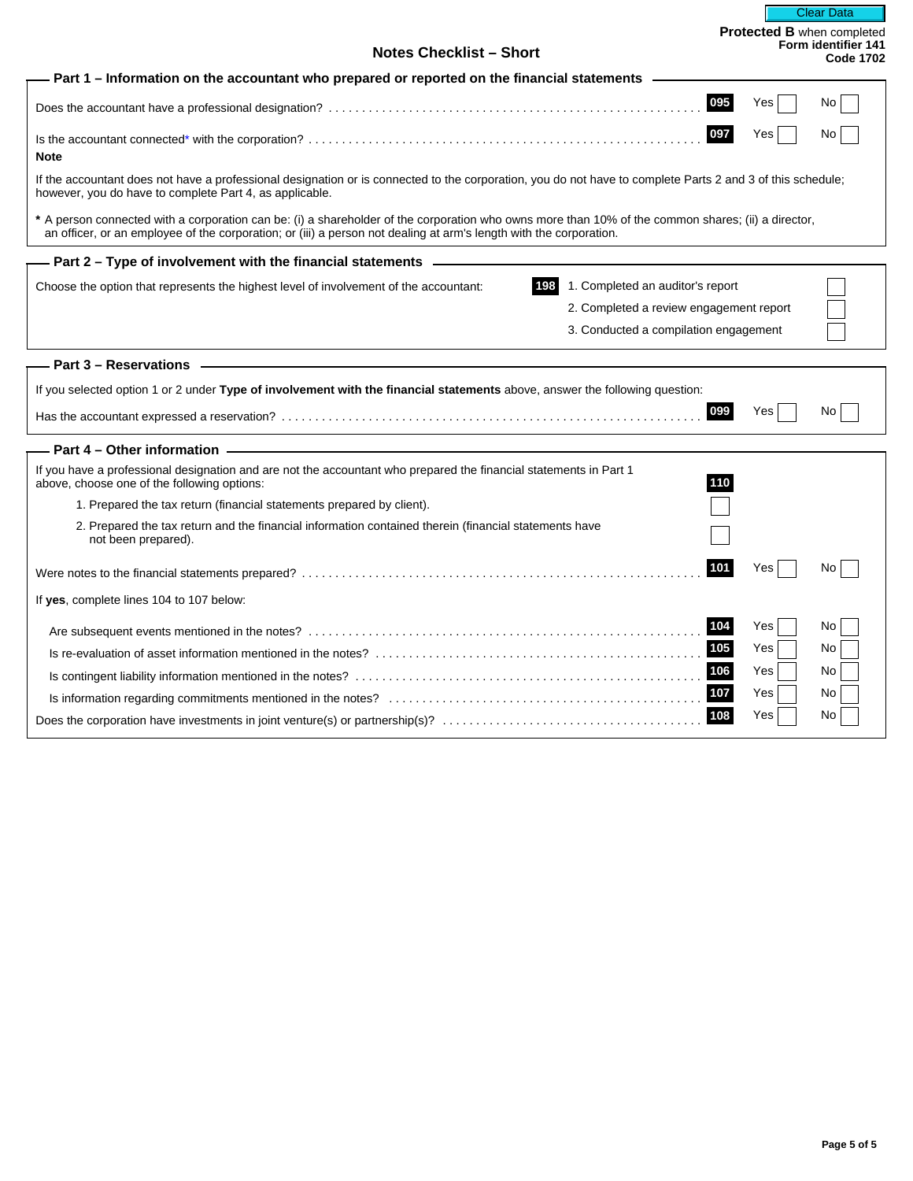Clear Data

**Protected B** when completed
**Form identifier 141**
**Code 1702**

# Notes Checklist – Short

## Part 1 – Information on the accountant who prepared or reported on the financial statements

Does the accountant have a professional designation? **095** Yes ☐ No ☐

Is the accountant connected* with the corporation? **097** Yes ☐ No ☐

**Note**

If the accountant does not have a professional designation or is connected to the corporation, you do not have to complete Parts 2 and 3 of this schedule; however, you do have to complete Part 4, as applicable.

**\*** A person connected with a corporation can be: (i) a shareholder of the corporation who owns more than 10% of the common shares; (ii) a director, an officer, or an employee of the corporation; or (iii) a person not dealing at arm's length with the corporation.

## Part 2 – Type of involvement with the financial statements

Choose the option that represents the highest level of involvement of the accountant: **198**

1. Completed an auditor's report ☐
2. Completed a review engagement report ☐
3. Conducted a compilation engagement ☐

## Part 3 – Reservations

If you selected option 1 or 2 under **Type of involvement with the financial statements** above, answer the following question:

Has the accountant expressed a reservation? **099** Yes ☐ No ☐

## Part 4 – Other information

If you have a professional designation and are not the accountant who prepared the financial statements in Part 1 above, choose one of the following options: **110**

1. Prepared the tax return (financial statements prepared by client). ☐
2. Prepared the tax return and the financial information contained therein (financial statements have not been prepared). ☐

Were notes to the financial statements prepared? **101** Yes ☐ No ☐

If **yes**, complete lines 104 to 107 below:

Are subsequent events mentioned in the notes? **104** Yes ☐ No ☐

Is re-evaluation of asset information mentioned in the notes? **105** Yes ☐ No ☐

Is contingent liability information mentioned in the notes? **106** Yes ☐ No ☐

Is information regarding commitments mentioned in the notes? **107** Yes ☐ No ☐

Does the corporation have investments in joint venture(s) or partnership(s)? **108** Yes ☐ No ☐